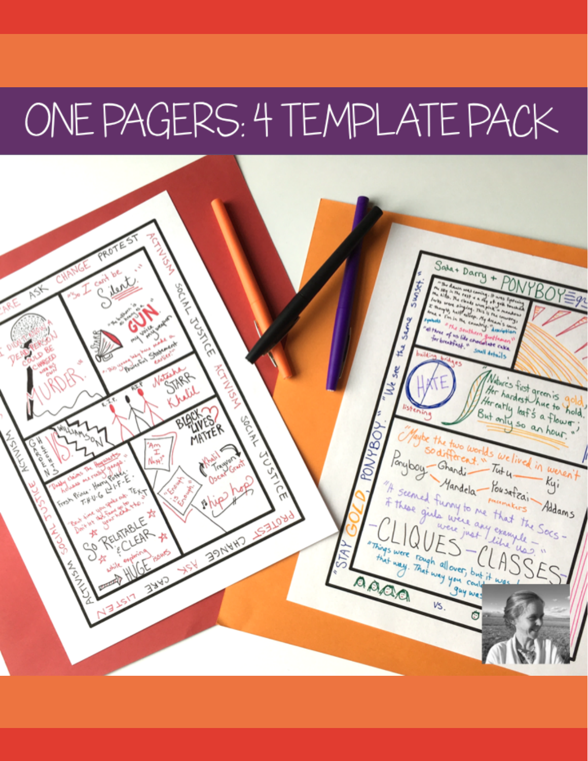# ONE PAGERS: 4 TEMPLATE PACK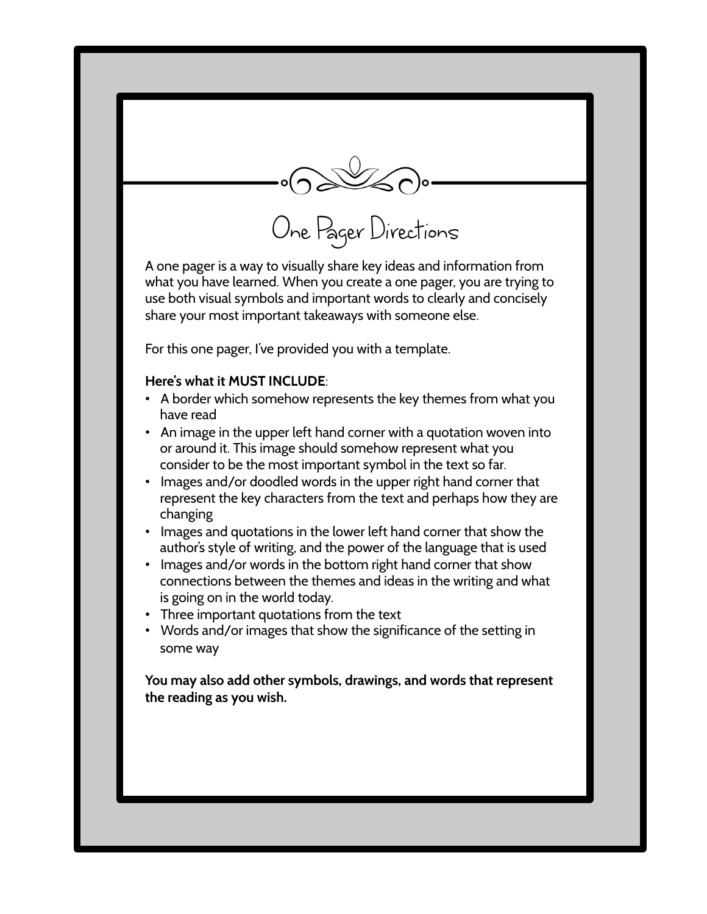# One Pager Directions

A one pager is a way to visually share key ideas and information from what you have learned. When you create a one pager, you are trying to use both visual symbols and important words to clearly and concisely share your most important takeaways with someone else.

For this one pager, I've provided you with a template.

**Here's what it MUST INCLUDE**:

- A border which somehow represents the key themes from what you have read
- An image in the upper left hand corner with a quotation woven into or around it. This image should somehow represent what you consider to be the most important symbol in the text so far.
- Images and/or doodled words in the upper right hand corner that represent the key characters from the text and perhaps how they are changing
- Images and quotations in the lower left hand corner that show the author's style of writing, and the power of the language that is used
- Images and/or words in the bottom right hand corner that show connections between the themes and ideas in the writing and what is going on in the world today.
- Three important quotations from the text
- Words and/or images that show the significance of the setting in some way

**You may also add other symbols, drawings, and words that represent the reading as you wish.**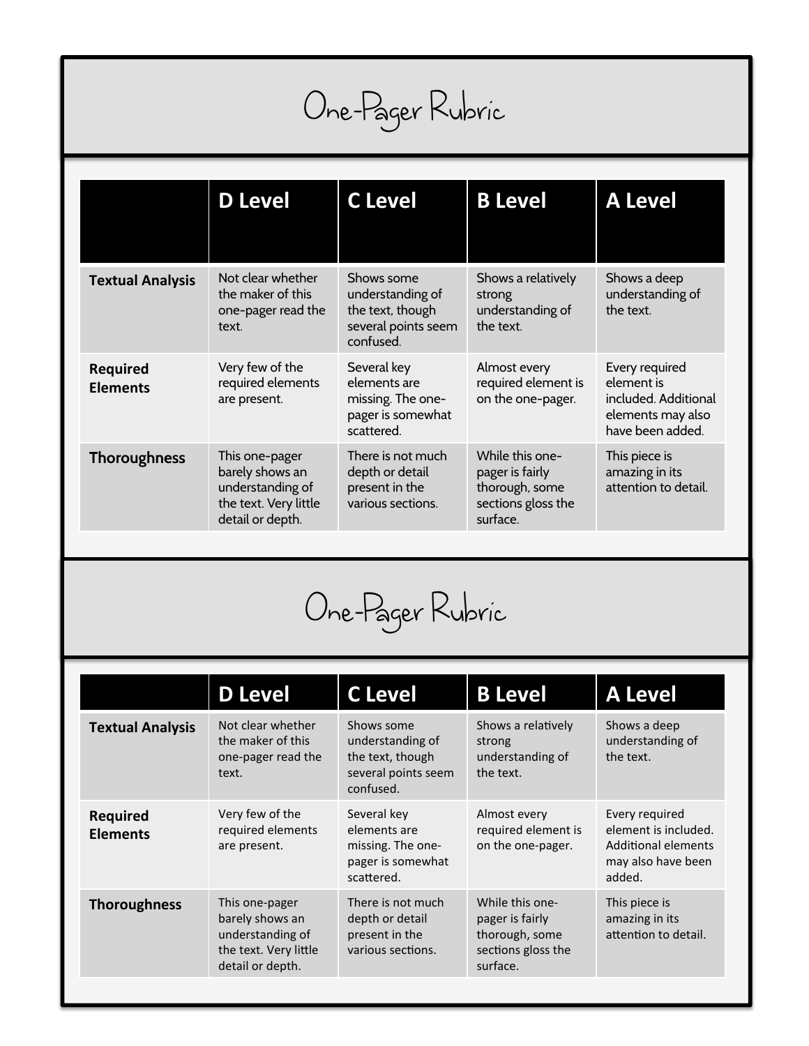# One-Pager Rubric

| | D Level | C Level | B Level | A Level |
|---|---|---|---|---|
| **Textual Analysis** | Not clear whether the maker of this one-pager read the text. | Shows some understanding of the text, though several points seem confused. | Shows a relatively strong understanding of the text. | Shows a deep understanding of the text. |
| **Required Elements** | Very few of the required elements are present. | Several key elements are missing. The one-pager is somewhat scattered. | Almost every required element is on the one-pager. | Every required element is included. Additional elements may also have been added. |
| **Thoroughness** | This one-pager barely shows an understanding of the text. Very little detail or depth. | There is not much depth or detail present in the various sections. | While this one-pager is fairly thorough, some sections gloss the surface. | This piece is amazing in its attention to detail. |

# One-Pager Rubric

| | D Level | C Level | B Level | A Level |
|---|---|---|---|---|
| **Textual Analysis** | Not clear whether the maker of this one-pager read the text. | Shows some understanding of the text, though several points seem confused. | Shows a relatively strong understanding of the text. | Shows a deep understanding of the text. |
| **Required Elements** | Very few of the required elements are present. | Several key elements are missing. The one-pager is somewhat scattered. | Almost every required element is on the one-pager. | Every required element is included. Additional elements may also have been added. |
| **Thoroughness** | This one-pager barely shows an understanding of the text. Very little detail or depth. | There is not much depth or detail present in the various sections. | While this one-pager is fairly thorough, some sections gloss the surface. | This piece is amazing in its attention to detail. |